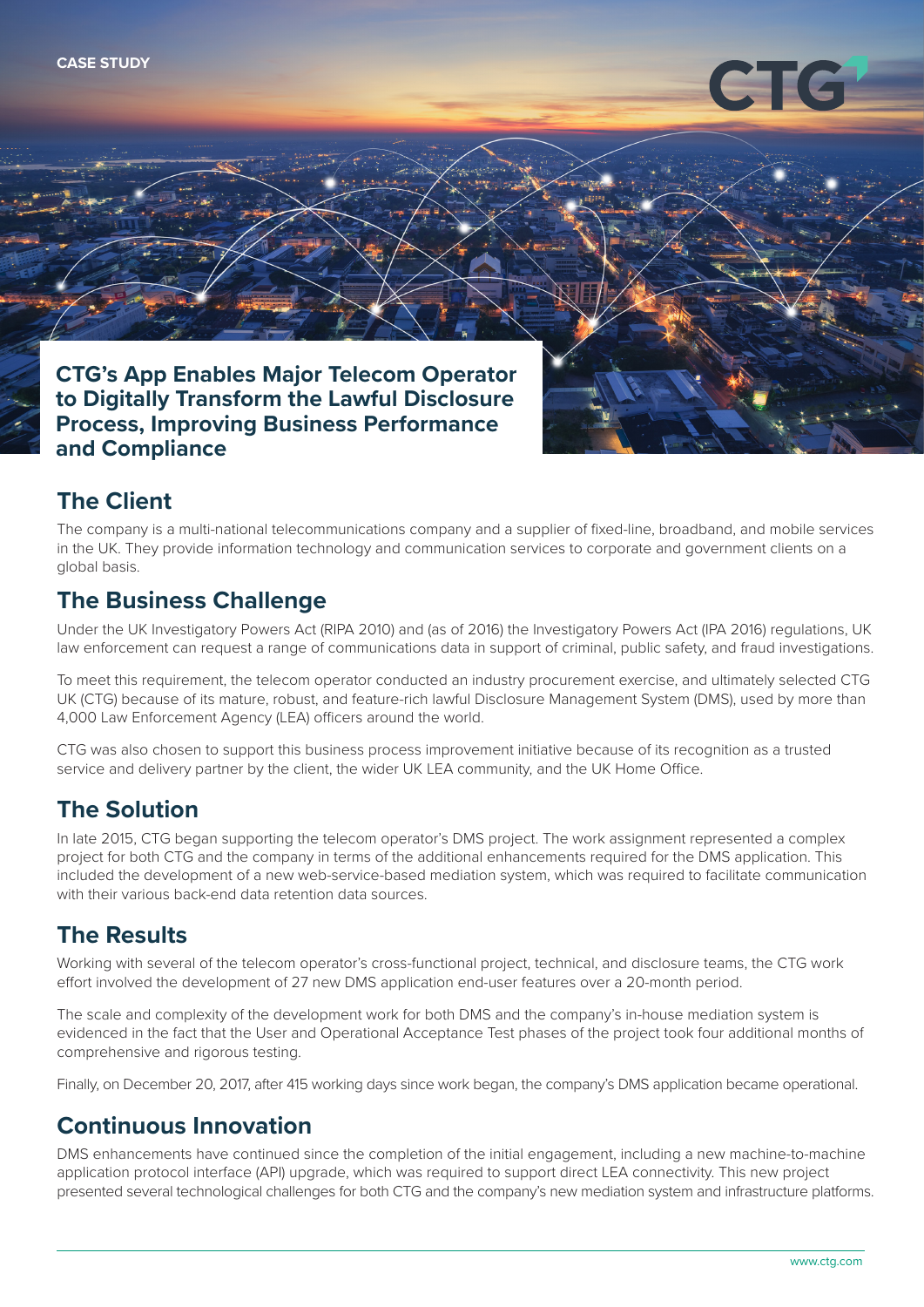CASE STUDY

# CTG's App Enables Major Telecom Operator to Digitally Transform the Lawful Disclosure Process, Improving Business Performance and Compliance

## The Client

The company is a multi-national telecommunications company and a supplier of fixed-line, broadband, and mobile services in the UK. They provide information technology and communication services to corporate and government clients on a global basis.

## The Business Challenge

Under the UK Investigatory Powers Act (RIPA 2010) and (as of 2016) the Investigatory Powers Act (IPA 2016) regulations, UK law enforcement can request a range of communications data in support of criminal, public safety, and fraud investigations.

To meet this requirement, the telecom operator conducted an industry procurement exercise, and ultimately selected CTG UK (CTG) because of its mature, robust, and feature-rich lawful Disclosure Management System (DMS), used by more than 4,000 Law Enforcement Agency (LEA) officers around the world.

CTG was also chosen to support this business process improvement initiative because of its recognition as a trusted service and delivery partner by the client, the wider UK LEA community, and the UK Home Office.

## The Solution

In late 2015, CTG began supporting the telecom operator's DMS project. The work assignment represented a complex project for both CTG and the company in terms of the additional enhancements required for the DMS application. This included the development of a new web-service-based mediation system, which was required to facilitate communication with their various back-end data retention data sources.

## The Results

Working with several of the telecom operator's cross-functional project, technical, and disclosure teams, the CTG work effort involved the development of 27 new DMS application end-user features over a 20-month period.

The scale and complexity of the development work for both DMS and the company's in-house mediation system is evidenced in the fact that the User and Operational Acceptance Test phases of the project took four additional months of comprehensive and rigorous testing.

Finally, on December 20, 2017, after 415 working days since work began, the company's DMS application became operational.

## Continuous Innovation

DMS enhancements have continued since the completion of the initial engagement, including a new machine-to-machine application protocol interface (API) upgrade, which was required to support direct LEA connectivity. This new project presented several technological challenges for both CTG and the company's new mediation system and infrastructure platforms.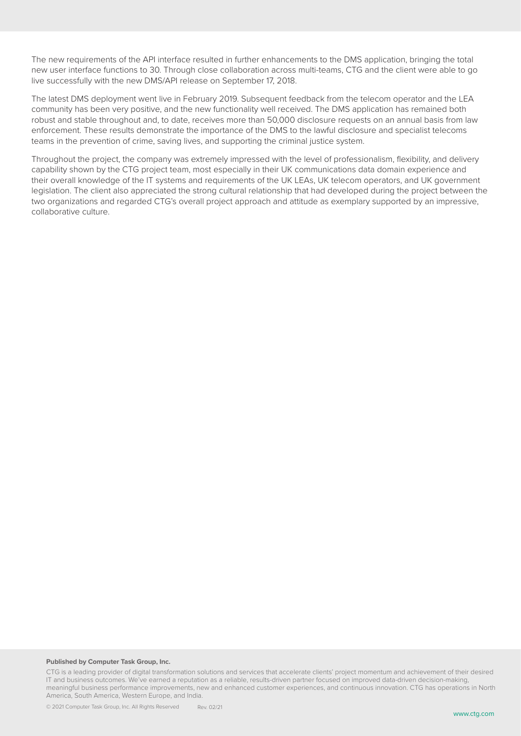The new requirements of the API interface resulted in further enhancements to the DMS application, bringing the total new user interface functions to 30. Through close collaboration across multi-teams, CTG and the client were able to go live successfully with the new DMS/API release on September 17, 2018.

The latest DMS deployment went live in February 2019. Subsequent feedback from the telecom operator and the LEA community has been very positive, and the new functionality well received. The DMS application has remained both robust and stable throughout and, to date, receives more than 50,000 disclosure requests on an annual basis from law enforcement. These results demonstrate the importance of the DMS to the lawful disclosure and specialist telecoms teams in the prevention of crime, saving lives, and supporting the criminal justice system.

Throughout the project, the company was extremely impressed with the level of professionalism, flexibility, and delivery capability shown by the CTG project team, most especially in their UK communications data domain experience and their overall knowledge of the IT systems and requirements of the UK LEAs, UK telecom operators, and UK government legislation. The client also appreciated the strong cultural relationship that had developed during the project between the two organizations and regarded CTG's overall project approach and attitude as exemplary supported by an impressive, collaborative culture.

**Published by Computer Task Group, Inc.**

CTG is a leading provider of digital transformation solutions and services that accelerate clients' project momentum and achievement of their desired IT and business outcomes. We've earned a reputation as a reliable, results-driven partner focused on improved data-driven decision-making, meaningful business performance improvements, new and enhanced customer experiences, and continuous innovation. CTG has operations in North America, South America, Western Europe, and India.

© 2021 Computer Task Group, Inc. All Rights Reserved Rev. 02/21

www.ctg.com